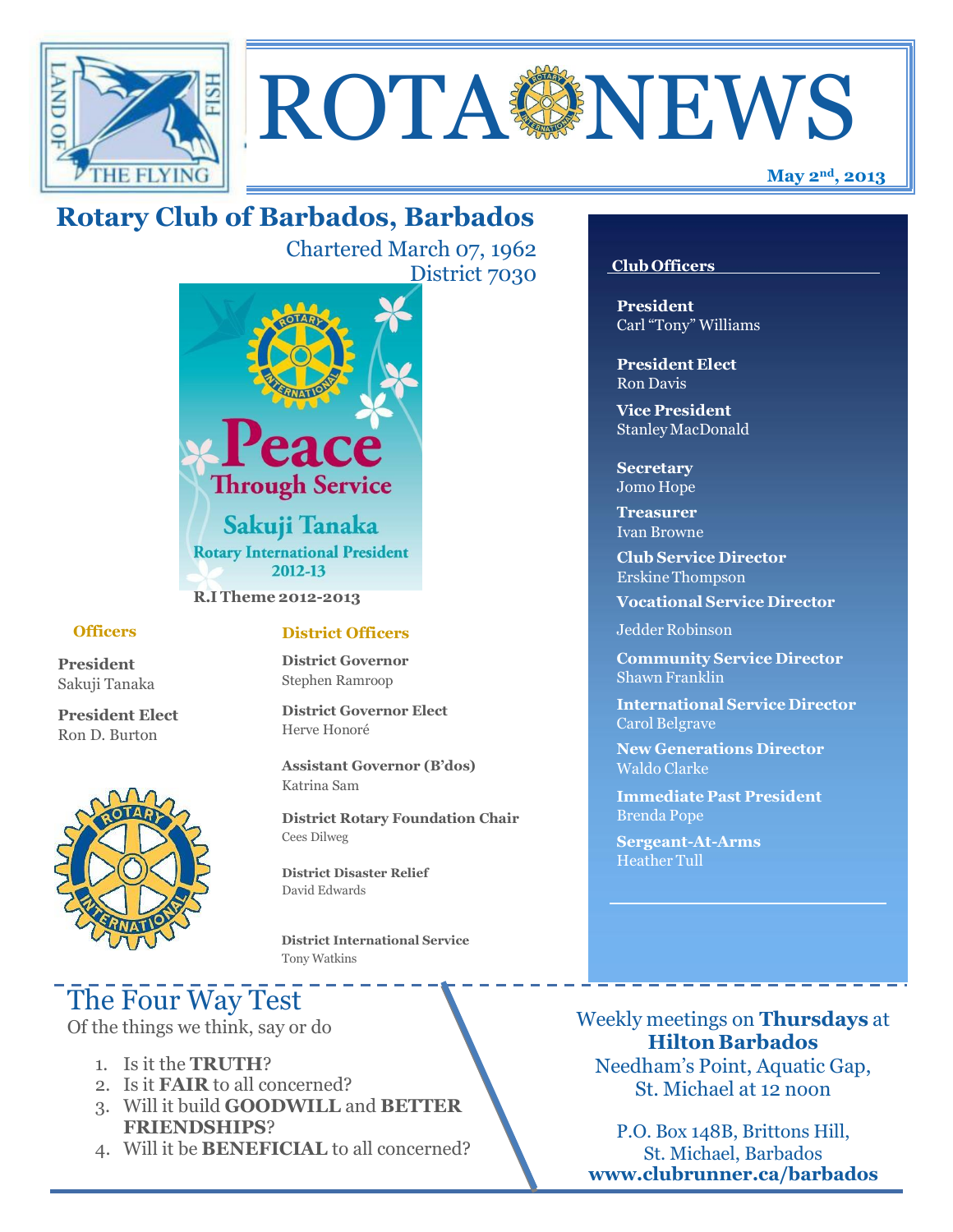# ROTA NEWS

**May 2nd, 2013**

## Rotary Club of Barbados, Barbados

Chartered March 07, 1962
District 7030

Peace Through Service
Sakuji Tanaka
Rotary International President
2012-13

**R.I Theme 2012-2013**

### Officers

**President**
Sakuji Tanaka

**President Elect**
Ron D. Burton

### District Officers

**District Governor**
Stephen Ramroop

**District Governor Elect**
Herve Honoré

**Assistant Governor (B'dos)**
Katrina Sam

**District Rotary Foundation Chair**
Cees Dilweg

**District Disaster Relief**
David Edwards

**District International Service**
Tony Watkins

### Club Officers

**President**
Carl "Tony" Williams

**President Elect**
Ron Davis

**Vice President**
Stanley MacDonald

**Secretary**
Jomo Hope

**Treasurer**
Ivan Browne

**Club Service Director**
Erskine Thompson

**Vocational Service Director**
Jedder Robinson

**Community Service Director**
Shawn Franklin

**International Service Director**
Carol Belgrave

**New Generations Director**
Waldo Clarke

**Immediate Past President**
Brenda Pope

**Sergeant-At-Arms**
Heather Tull

## The Four Way Test

Of the things we think, say or do

1. Is it the **TRUTH**?
2. Is it **FAIR** to all concerned?
3. Will it build **GOODWILL** and **BETTER FRIENDSHIPS**?
4. Will it be **BENEFICIAL** to all concerned?

Weekly meetings on **Thursdays** at **Hilton Barbados** Needham's Point, Aquatic Gap, St. Michael at 12 noon

P.O. Box 148B, Brittons Hill, St. Michael, Barbados
**www.clubrunner.ca/barbados**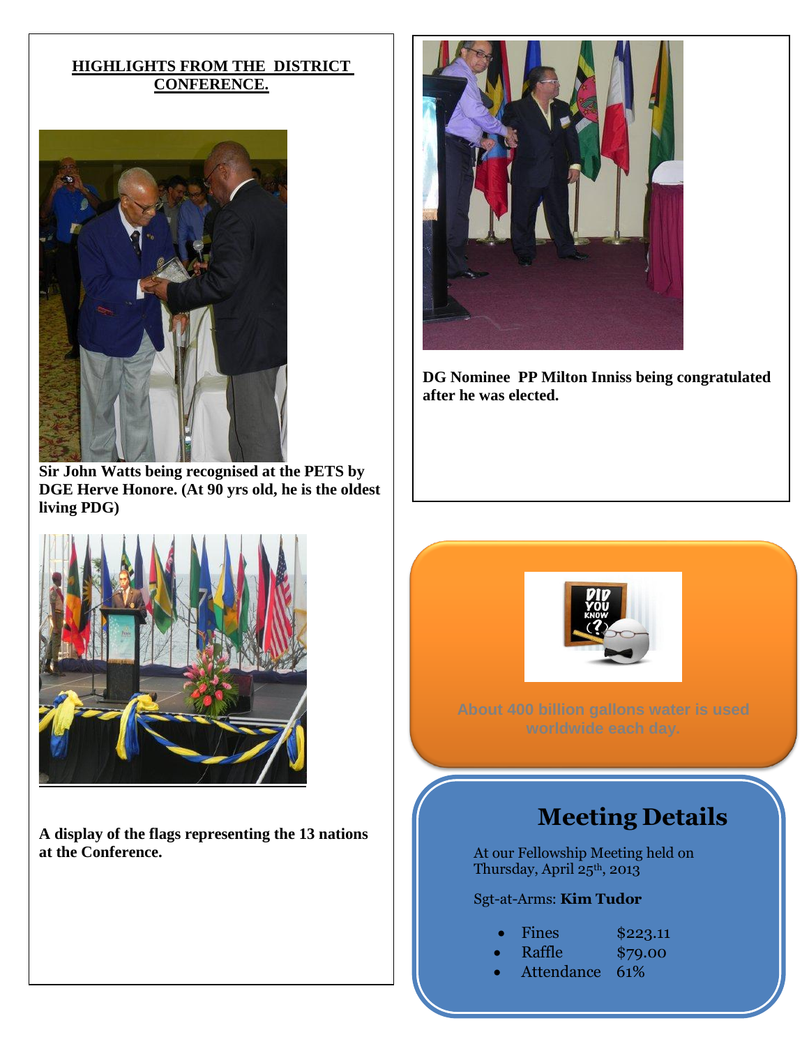## HIGHLIGHTS FROM THE DISTRICT CONFERENCE.

**Sir John Watts being recognised at the PETS by DGE Herve Honore. (At 90 yrs old, he is the oldest living PDG)**

**A display of the flags representing the 13 nations at the Conference.**

**DG Nominee PP Milton Inniss being congratulated after he was elected.**

About 400 billion gallons water is used worldwide each day.

## Meeting Details

At our Fellowship Meeting held on Thursday, April 25th, 2013

Sgt-at-Arms: **Kim Tudor**

- Fines $223.11
- Raffle $79.00
- Attendance 61%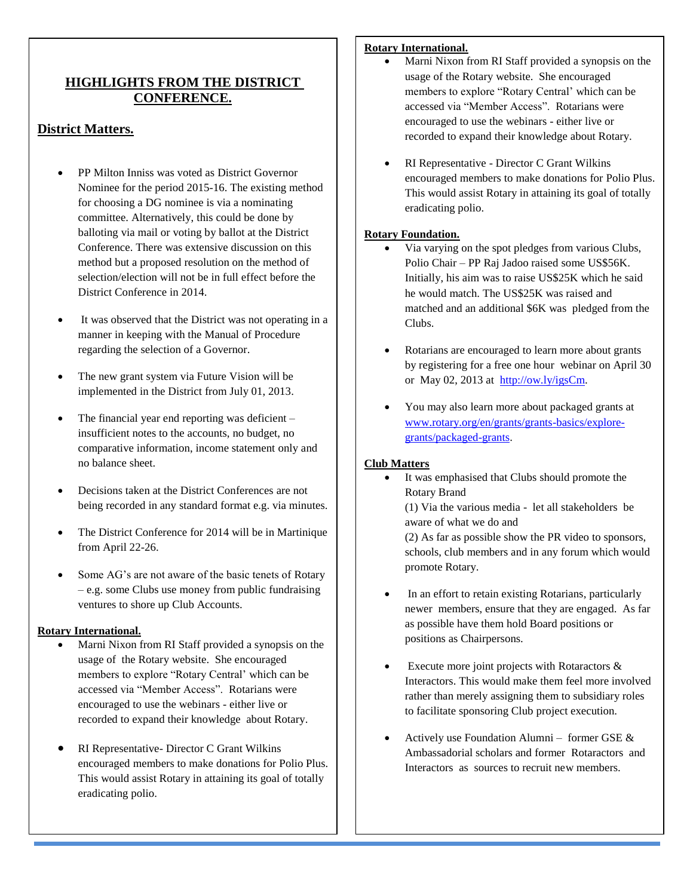## HIGHLIGHTS FROM THE DISTRICT CONFERENCE.

### District Matters.

- PP Milton Inniss was voted as District Governor Nominee for the period 2015-16. The existing method for choosing a DG nominee is via a nominating committee. Alternatively, this could be done by balloting via mail or voting by ballot at the District Conference. There was extensive discussion on this method but a proposed resolution on the method of selection/election will not be in full effect before the District Conference in 2014.
- It was observed that the District was not operating in a manner in keeping with the Manual of Procedure regarding the selection of a Governor.
- The new grant system via Future Vision will be implemented in the District from July 01, 2013.
- The financial year end reporting was deficient – insufficient notes to the accounts, no budget, no comparative information, income statement only and no balance sheet.
- Decisions taken at the District Conferences are not being recorded in any standard format e.g. via minutes.
- The District Conference for 2014 will be in Martinique from April 22-26.
- Some AG's are not aware of the basic tenets of Rotary – e.g. some Clubs use money from public fundraising ventures to shore up Club Accounts.

**Rotary International.**

- Marni Nixon from RI Staff provided a synopsis on the usage of the Rotary website. She encouraged members to explore "Rotary Central' which can be accessed via "Member Access". Rotarians were encouraged to use the webinars - either live or recorded to expand their knowledge about Rotary.
- RI Representative- Director C Grant Wilkins encouraged members to make donations for Polio Plus. This would assist Rotary in attaining its goal of totally eradicating polio.

**Rotary International.**

- Marni Nixon from RI Staff provided a synopsis on the usage of the Rotary website. She encouraged members to explore "Rotary Central' which can be accessed via "Member Access". Rotarians were encouraged to use the webinars - either live or recorded to expand their knowledge about Rotary.
- RI Representative - Director C Grant Wilkins encouraged members to make donations for Polio Plus. This would assist Rotary in attaining its goal of totally eradicating polio.

**Rotary Foundation.**

- Via varying on the spot pledges from various Clubs, Polio Chair – PP Raj Jadoo raised some US$56K. Initially, his aim was to raise US$25K which he said he would match. The US$25K was raised and matched and an additional $6K was pledged from the Clubs.
- Rotarians are encouraged to learn more about grants by registering for a free one hour webinar on April 30 or May 02, 2013 at http://ow.ly/igsCm.
- You may also learn more about packaged grants at www.rotary.org/en/grants/grants-basics/explore-grants/packaged-grants.

**Club Matters**

- It was emphasised that Clubs should promote the Rotary Brand
  (1) Via the various media - let all stakeholders be aware of what we do and
  (2) As far as possible show the PR video to sponsors, schools, club members and in any forum which would promote Rotary.
- In an effort to retain existing Rotarians, particularly newer members, ensure that they are engaged. As far as possible have them hold Board positions or positions as Chairpersons.
- Execute more joint projects with Rotaractors & Interactors. This would make them feel more involved rather than merely assigning them to subsidiary roles to facilitate sponsoring Club project execution.
- Actively use Foundation Alumni – former GSE & Ambassadorial scholars and former Rotaractors and Interactors as sources to recruit new members.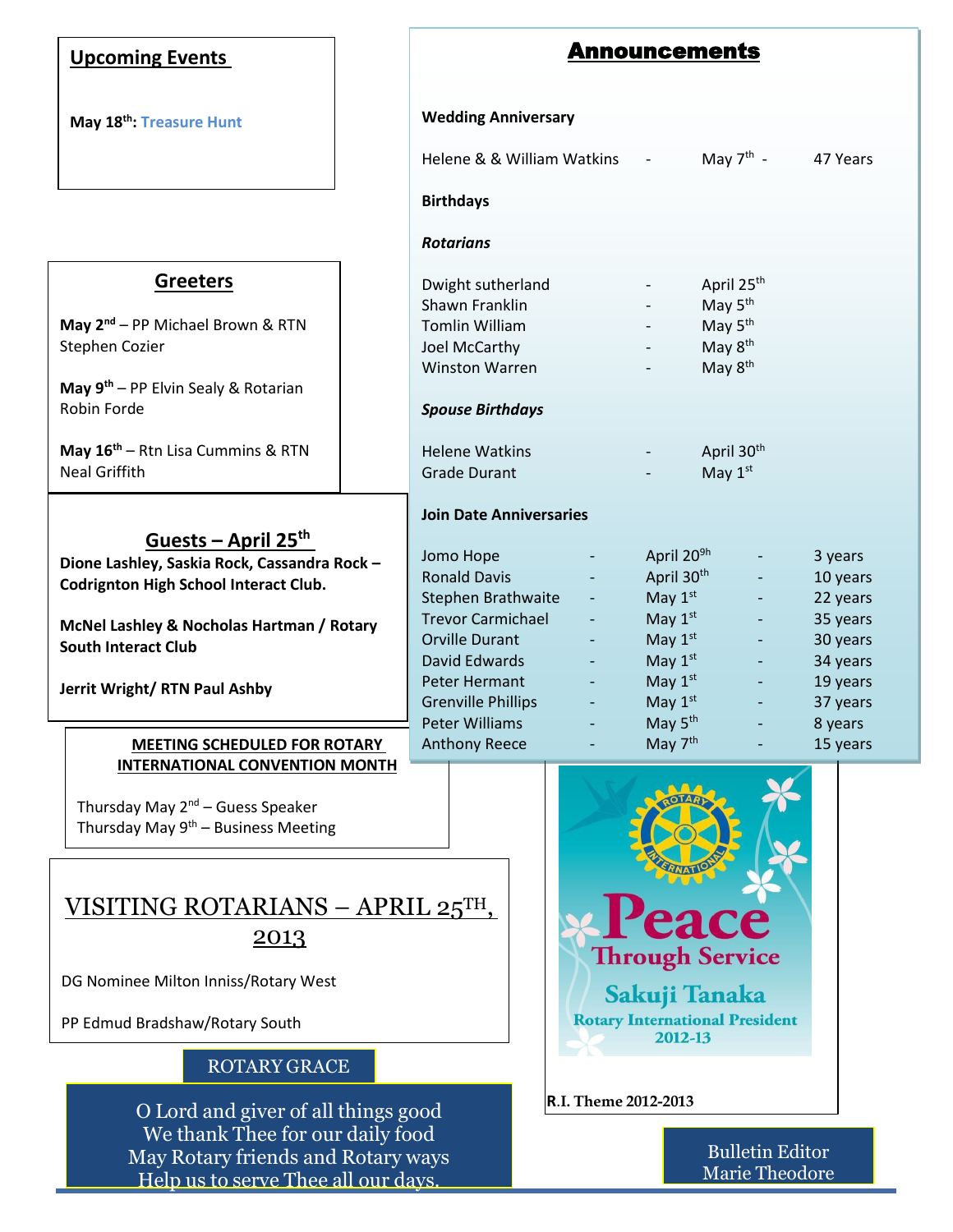## Upcoming Events

**May 18th: Treasure Hunt**

## Greeters

**May 2nd** – PP Michael Brown & RTN Stephen Cozier

**May 9th** – PP Elvin Sealy & Rotarian Robin Forde

**May 16th** – Rtn Lisa Cummins & RTN Neal Griffith

## Guests – April 25th

**Dione Lashley, Saskia Rock, Cassandra Rock – Codrignton High School Interact Club.**

**McNel Lashley & Nocholas Hartman / Rotary South Interact Club**

**Jerrit Wright/ RTN Paul Ashby**

**MEETING SCHEDULED FOR ROTARY INTERNATIONAL CONVENTION MONTH**

Thursday May 2nd – Guess Speaker
Thursday May 9th – Business Meeting

## VISITING ROTARIANS – APRIL 25TH, 2013

DG Nominee Milton Inniss/Rotary West

PP Edmud Bradshaw/Rotary South

## ROTARY GRACE

O Lord and giver of all things good
We thank Thee for our daily food
May Rotary friends and Rotary ways
Help us to serve Thee all our days.

# Announcements

**Wedding Anniversary**

| | | | |
|---|---|---|---|
| Helene & & William Watkins | - | May 7th - | 47 Years |

**Birthdays**

***Rotarians***

| | | |
|---|---|---|
| Dwight sutherland | - | April 25th |
| Shawn Franklin | - | May 5th |
| Tomlin William | - | May 5th |
| Joel McCarthy | - | May 8th |
| Winston Warren | - | May 8th |

***Spouse Birthdays***

| | | |
|---|---|---|
| Helene Watkins | - | April 30th |
| Grade Durant | - | May 1st |

**Join Date Anniversaries**

| | | | | |
|---|---|---|---|---|
| Jomo Hope | - | April 209h | - | 3 years |
| Ronald Davis | - | April 30th | - | 10 years |
| Stephen Brathwaite | - | May 1st | - | 22 years |
| Trevor Carmichael | - | May 1st | - | 35 years |
| Orville Durant | - | May 1st | - | 30 years |
| David Edwards | - | May 1st | - | 34 years |
| Peter Hermant | - | May 1st | - | 19 years |
| Grenville Phillips | - | May 1st | - | 37 years |
| Peter Williams | - | May 5th | - | 8 years |
| Anthony Reece | - | May 7th | - | 15 years |

ROTARY INTERNATIONAL

Peace Through Service

Sakuji Tanaka
Rotary International President
2012-13

**R.I. Theme 2012-2013**

Bulletin Editor
Marie Theodore